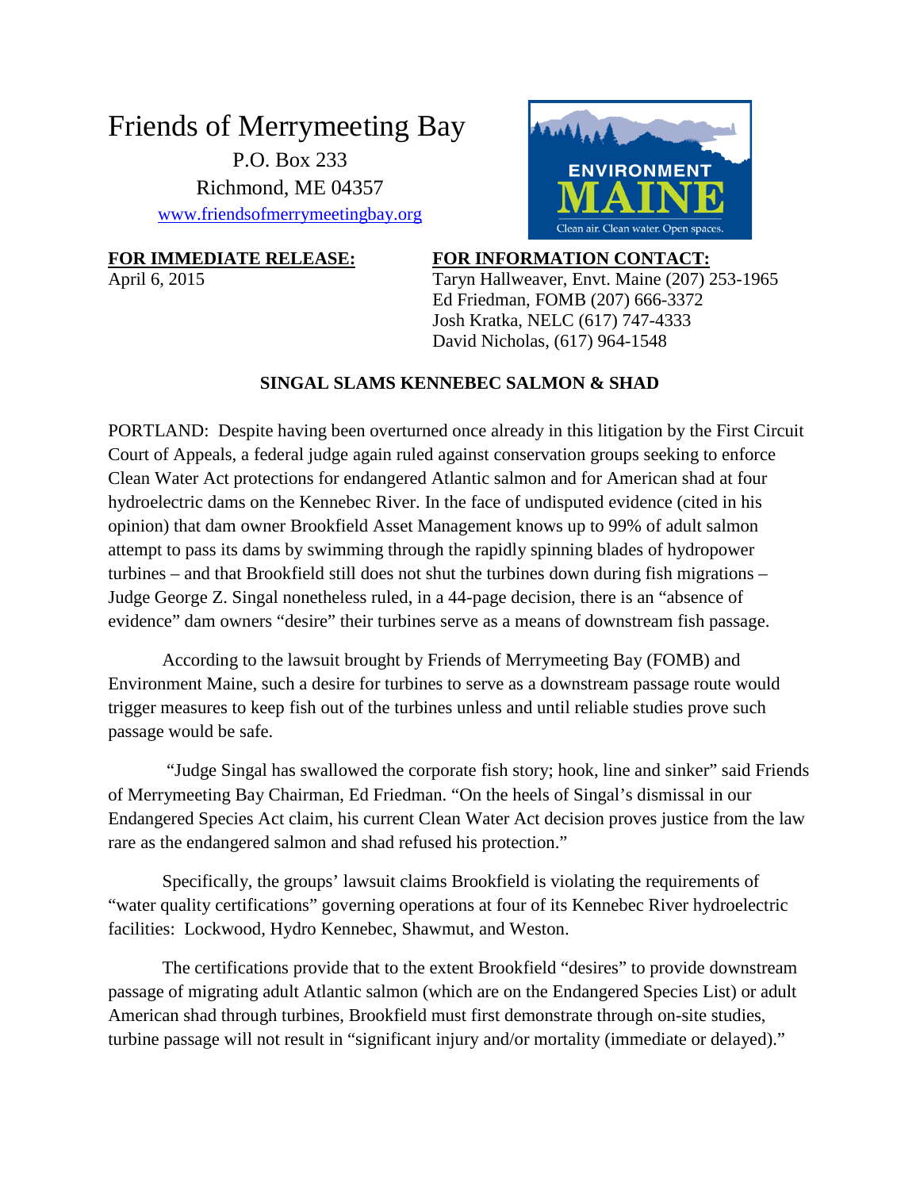# Friends of Merrymeeting Bay

P.O. Box 233
Richmond, ME 04357
www.friendsofmerrymeetingbay.org

ENVIRONMENT MAINE
Clean air. Clean water. Open spaces.

**FOR IMMEDIATE RELEASE:**
April 6, 2015

**FOR INFORMATION CONTACT:**
Taryn Hallweaver, Envt. Maine (207) 253-1965
Ed Friedman, FOMB (207) 666-3372
Josh Kratka, NELC (617) 747-4333
David Nicholas, (617) 964-1548

## SINGAL SLAMS KENNEBEC SALMON & SHAD

PORTLAND: Despite having been overturned once already in this litigation by the First Circuit Court of Appeals, a federal judge again ruled against conservation groups seeking to enforce Clean Water Act protections for endangered Atlantic salmon and for American shad at four hydroelectric dams on the Kennebec River. In the face of undisputed evidence (cited in his opinion) that dam owner Brookfield Asset Management knows up to 99% of adult salmon attempt to pass its dams by swimming through the rapidly spinning blades of hydropower turbines – and that Brookfield still does not shut the turbines down during fish migrations – Judge George Z. Singal nonetheless ruled, in a 44-page decision, there is an "absence of evidence" dam owners "desire" their turbines serve as a means of downstream fish passage.

According to the lawsuit brought by Friends of Merrymeeting Bay (FOMB) and Environment Maine, such a desire for turbines to serve as a downstream passage route would trigger measures to keep fish out of the turbines unless and until reliable studies prove such passage would be safe.

"Judge Singal has swallowed the corporate fish story; hook, line and sinker" said Friends of Merrymeeting Bay Chairman, Ed Friedman. "On the heels of Singal's dismissal in our Endangered Species Act claim, his current Clean Water Act decision proves justice from the law rare as the endangered salmon and shad refused his protection."

Specifically, the groups' lawsuit claims Brookfield is violating the requirements of "water quality certifications" governing operations at four of its Kennebec River hydroelectric facilities: Lockwood, Hydro Kennebec, Shawmut, and Weston.

The certifications provide that to the extent Brookfield "desires" to provide downstream passage of migrating adult Atlantic salmon (which are on the Endangered Species List) or adult American shad through turbines, Brookfield must first demonstrate through on-site studies, turbine passage will not result in "significant injury and/or mortality (immediate or delayed)."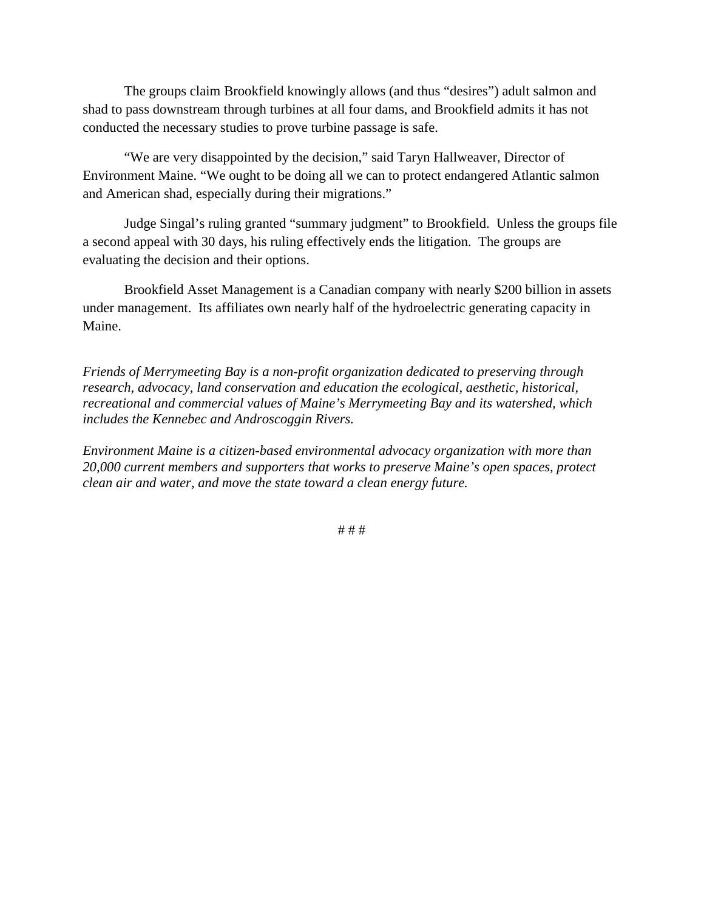The groups claim Brookfield knowingly allows (and thus "desires") adult salmon and shad to pass downstream through turbines at all four dams, and Brookfield admits it has not conducted the necessary studies to prove turbine passage is safe.

"We are very disappointed by the decision," said Taryn Hallweaver, Director of Environment Maine. "We ought to be doing all we can to protect endangered Atlantic salmon and American shad, especially during their migrations."

Judge Singal's ruling granted "summary judgment" to Brookfield. Unless the groups file a second appeal with 30 days, his ruling effectively ends the litigation. The groups are evaluating the decision and their options.

Brookfield Asset Management is a Canadian company with nearly $200 billion in assets under management. Its affiliates own nearly half of the hydroelectric generating capacity in Maine.

*Friends of Merrymeeting Bay is a non-profit organization dedicated to preserving through research, advocacy, land conservation and education the ecological, aesthetic, historical, recreational and commercial values of Maine's Merrymeeting Bay and its watershed, which includes the Kennebec and Androscoggin Rivers.*

*Environment Maine is a citizen-based environmental advocacy organization with more than 20,000 current members and supporters that works to preserve Maine's open spaces, protect clean air and water, and move the state toward a clean energy future.*

# # #